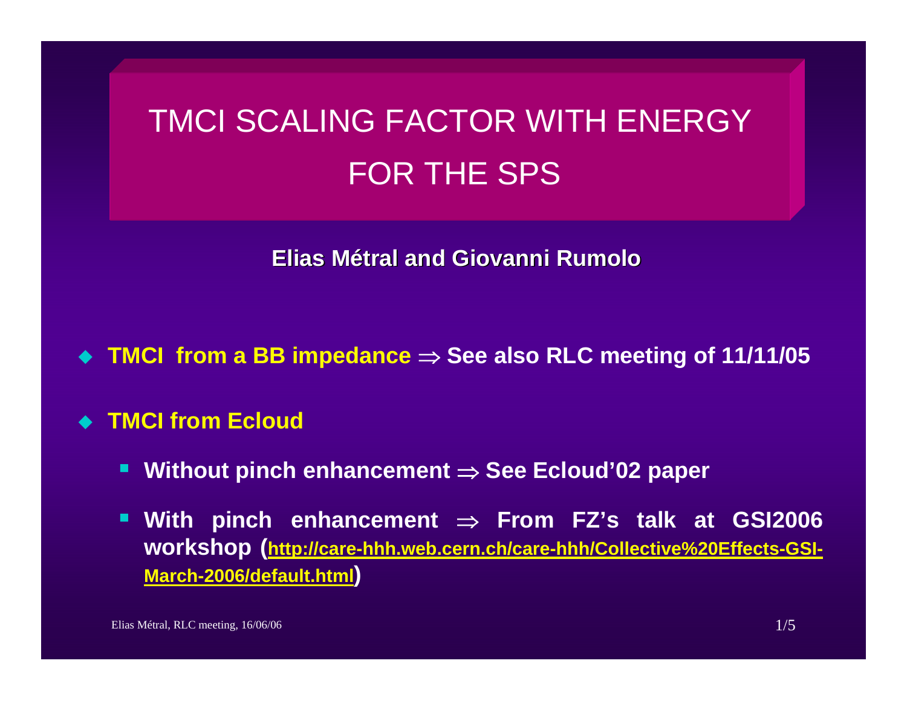# TMCI SCALING FACTOR WITH ENERGY FOR THE SPS

**Elias Métral and Giovanni Rumolo**

- **TMCI from a BB impedance ⇒ See also RLC meeting of 11/11/05**
- **TMCI from Ecloud**
  - **Without pinch enhancement ⇒ See Ecloud'02 paper**
  - **With pinch enhancement ⇒ From FZ's talk at GSI2006 workshop ([http://care-hhh.web.cern.ch/care-hhh/Collective%20Effects-GSI-March-2006/default.html](http://care-hhh.web.cern.ch/care-hhh/Collective%20Effects-GSI-March-2006/default.html))**

Elias Métral, RLC meeting, 16/06/06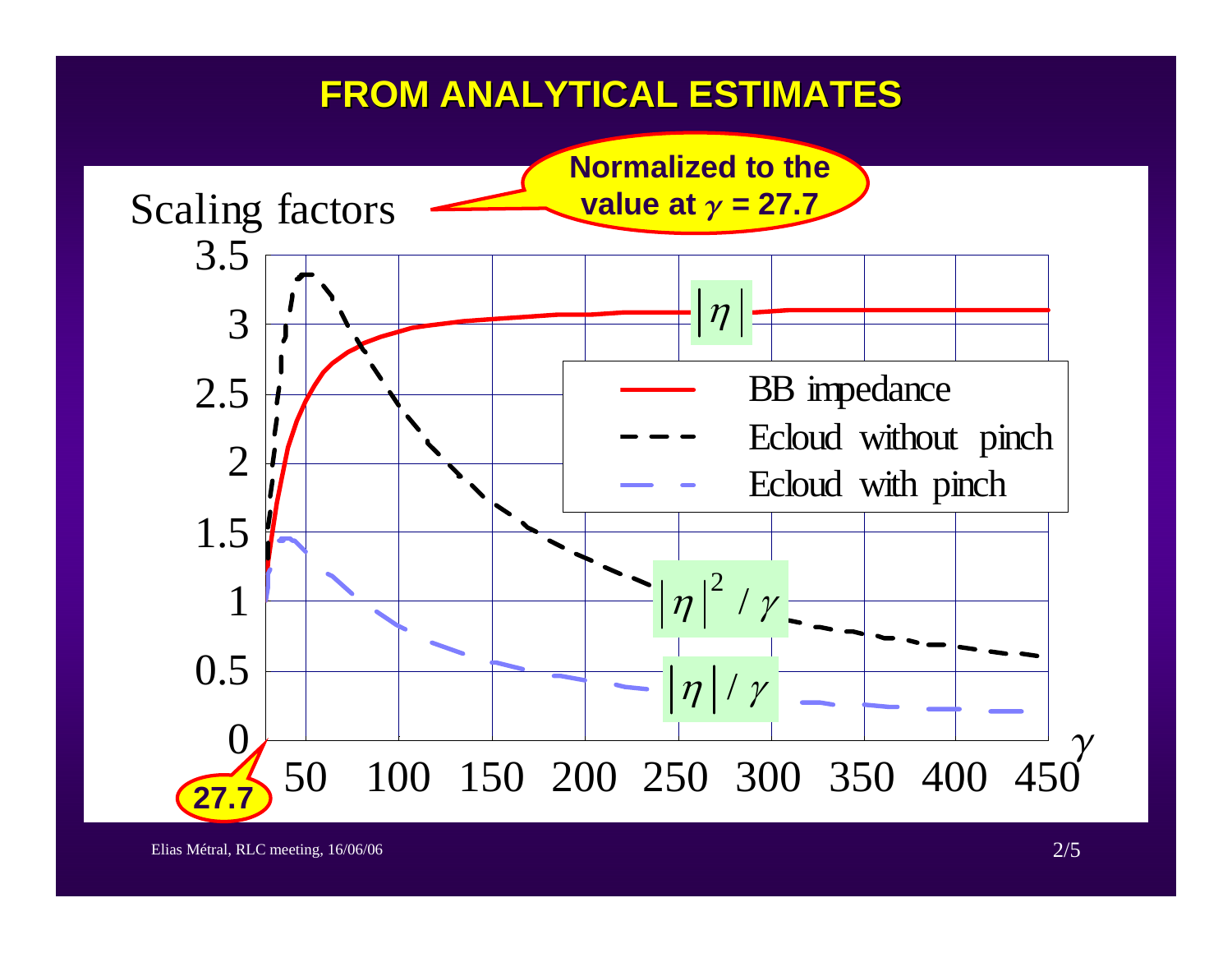# FROM ANALYTICAL ESTIMATES

Normalized to the value at $\gamma = 27.7$

Scaling factors

3.5
3
2.5
2
1.5
1
0.5
0

27.7 50 100 150 200 250 300 350 400 450 $\gamma$

$|\eta|$

$|\eta|^2 / \gamma$

$|\eta| / \gamma$

- BB impedance
- Ecloud without pinch
- Ecloud with pinch

Elias Métral, RLC meeting, 16/06/06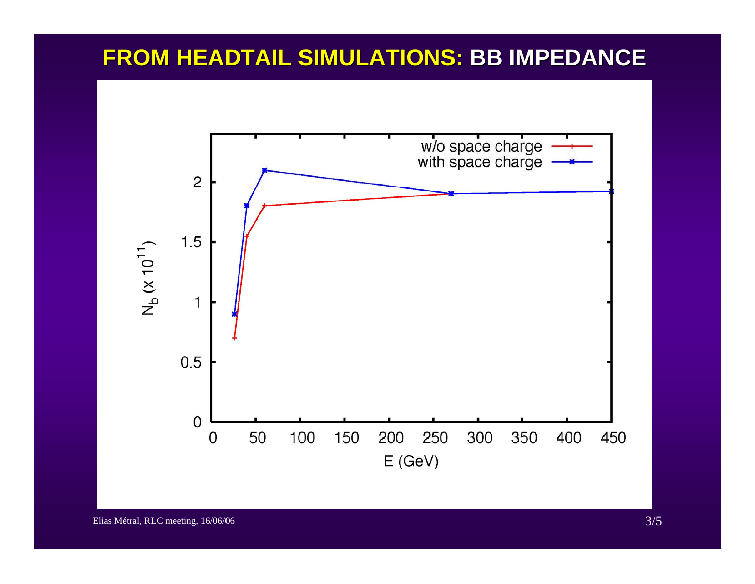# FROM HEADTAIL SIMULATIONS: BB IMPEDANCE

w/o space charge

with space charge

$N_b$ (x $10^{11}$)

E (GeV)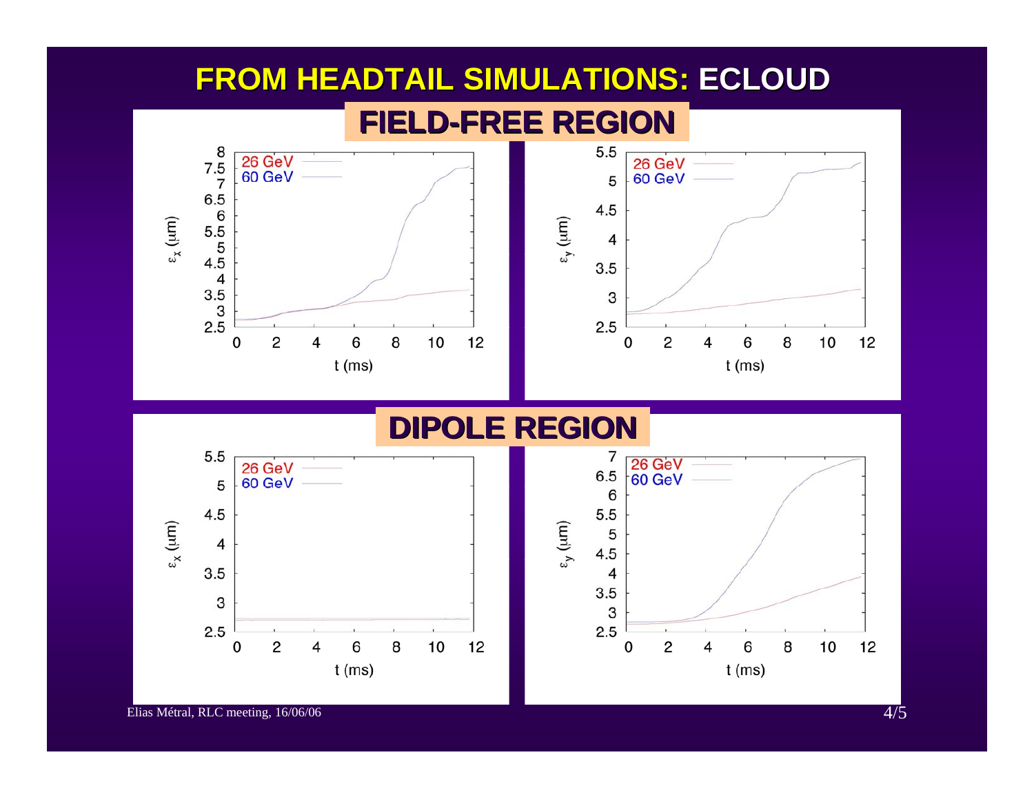# FROM HEADTAIL SIMULATIONS: ECLOUD

## FIELD-FREE REGION

## DIPOLE REGION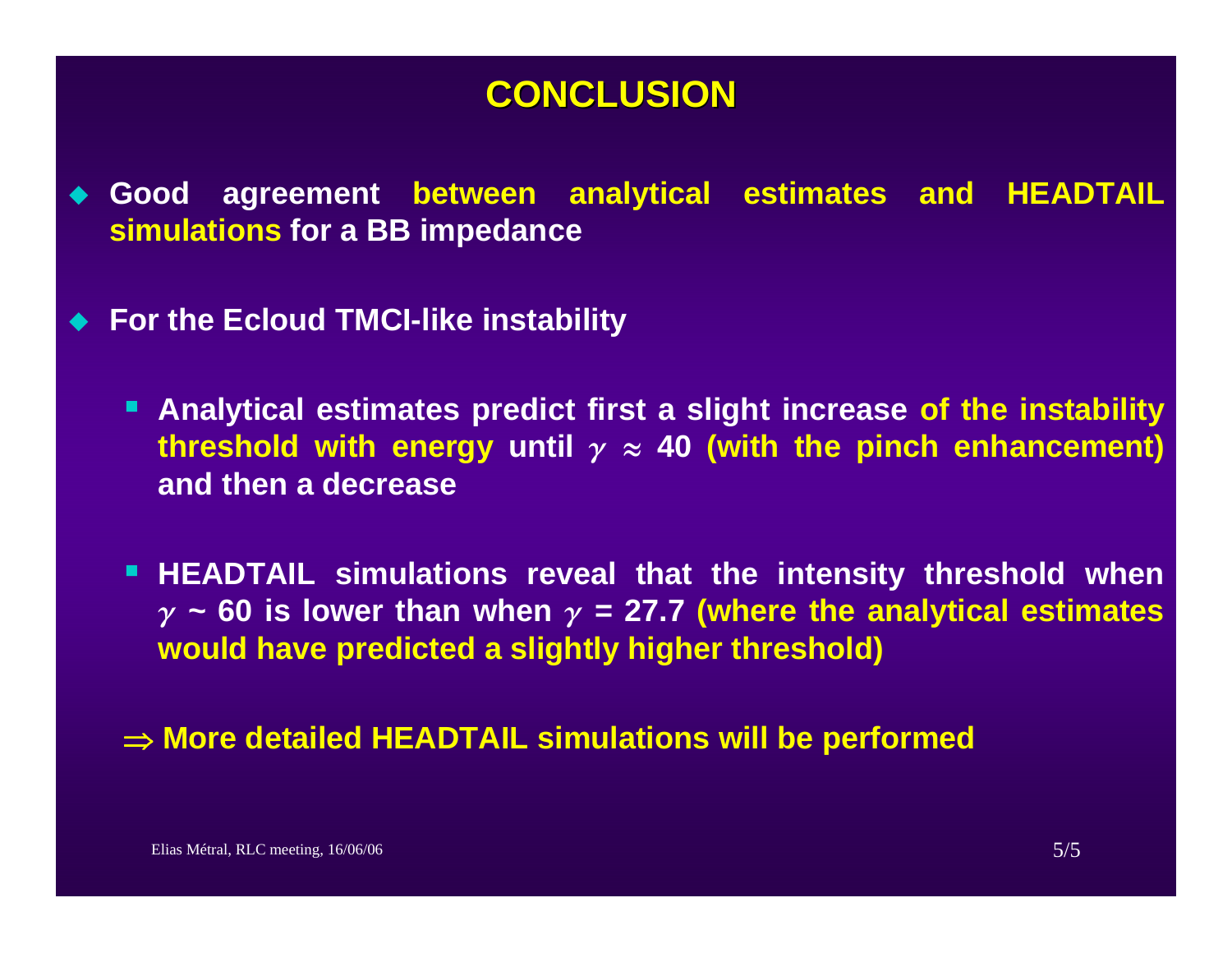# CONCLUSION

- Good agreement between analytical estimates and HEADTAIL simulations for a BB impedance

- For the Ecloud TMCI-like instability

  - Analytical estimates predict first a slight increase of the instability threshold with energy until $\gamma \approx 40$ (with the pinch enhancement) and then a decrease

  - HEADTAIL simulations reveal that the intensity threshold when $\gamma \sim 60$ is lower than when $\gamma = 27.7$ (where the analytical estimates would have predicted a slightly higher threshold)

$\Rightarrow$ More detailed HEADTAIL simulations will be performed

Elias Métral, RLC meeting, 16/06/06